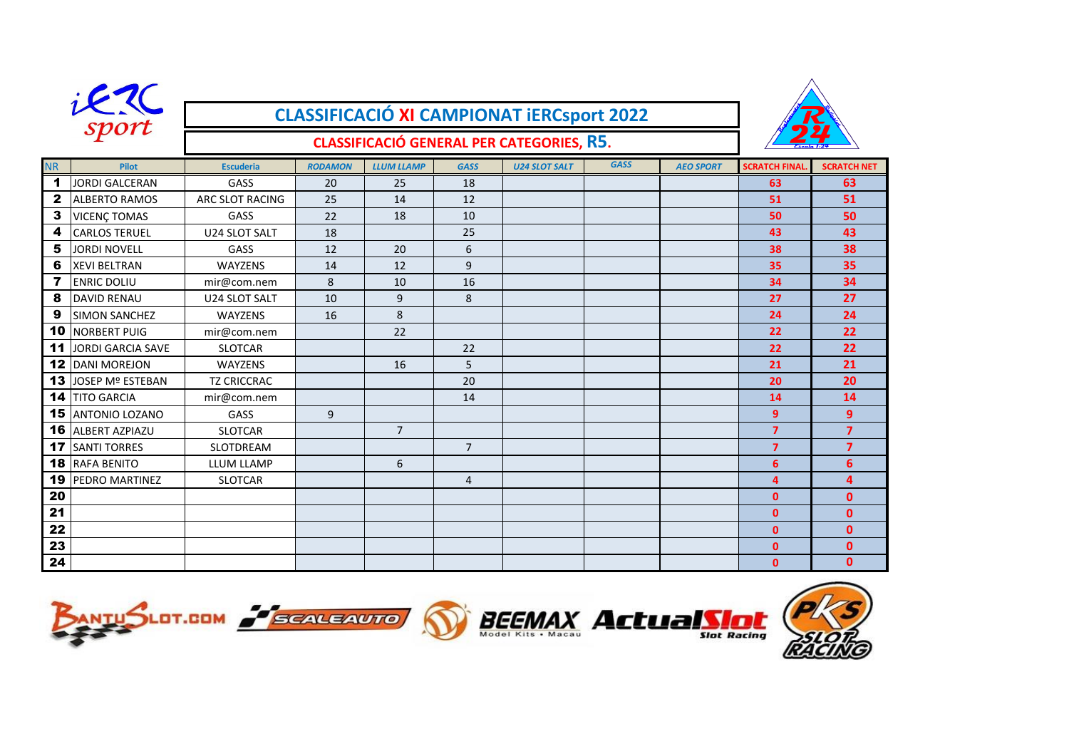# CLASSIFICACIÓ XI CAMPIONAT iERCsport 2022

## CLASSIFICACIÓ GENERAL PER CATEGORIES, R5.

| NR | Pilot | Escuderia | RODAMON | LLUM LLAMP | GASS | U24 SLOT SALT | GASS | AEO SPORT | SCRATCH FINAL. | SCRATCH NET |
|---|---|---|---|---|---|---|---|---|---|---|
| 1 | JORDI GALCERAN | GASS | 20 | 25 | 18 | | | | 63 | 63 |
| 2 | ALBERTO RAMOS | ARC SLOT RACING | 25 | 14 | 12 | | | | 51 | 51 |
| 3 | VICENÇ TOMAS | GASS | 22 | 18 | 10 | | | | 50 | 50 |
| 4 | CARLOS TERUEL | U24 SLOT SALT | 18 | | 25 | | | | 43 | 43 |
| 5 | JORDI NOVELL | GASS | 12 | 20 | 6 | | | | 38 | 38 |
| 6 | XEVI BELTRAN | WAYZENS | 14 | 12 | 9 | | | | 35 | 35 |
| 7 | ENRIC DOLIU | mir@com.nem | 8 | 10 | 16 | | | | 34 | 34 |
| 8 | DAVID RENAU | U24 SLOT SALT | 10 | 9 | 8 | | | | 27 | 27 |
| 9 | SIMON SANCHEZ | WAYZENS | 16 | 8 | | | | | 24 | 24 |
| 10 | NORBERT PUIG | mir@com.nem | | 22 | | | | | 22 | 22 |
| 11 | JORDI GARCIA SAVE | SLOTCAR | | | 22 | | | | 22 | 22 |
| 12 | DANI MOREJON | WAYZENS | | 16 | 5 | | | | 21 | 21 |
| 13 | JOSEP Mº ESTEBAN | TZ CRICCRAC | | | 20 | | | | 20 | 20 |
| 14 | TITO GARCIA | mir@com.nem | | | 14 | | | | 14 | 14 |
| 15 | ANTONIO LOZANO | GASS | 9 | | | | | | 9 | 9 |
| 16 | ALBERT AZPIAZU | SLOTCAR | | 7 | | | | | 7 | 7 |
| 17 | SANTI TORRES | SLOTDREAM | | | 7 | | | | 7 | 7 |
| 18 | RAFA BENITO | LLUM LLAMP | | 6 | | | | | 6 | 6 |
| 19 | PEDRO MARTINEZ | SLOTCAR | | | 4 | | | | 4 | 4 |
| 20 | | | | | | | | | 0 | 0 |
| 21 | | | | | | | | | 0 | 0 |
| 22 | | | | | | | | | 0 | 0 |
| 23 | | | | | | | | | 0 | 0 |
| 24 | | | | | | | | | 0 | 0 |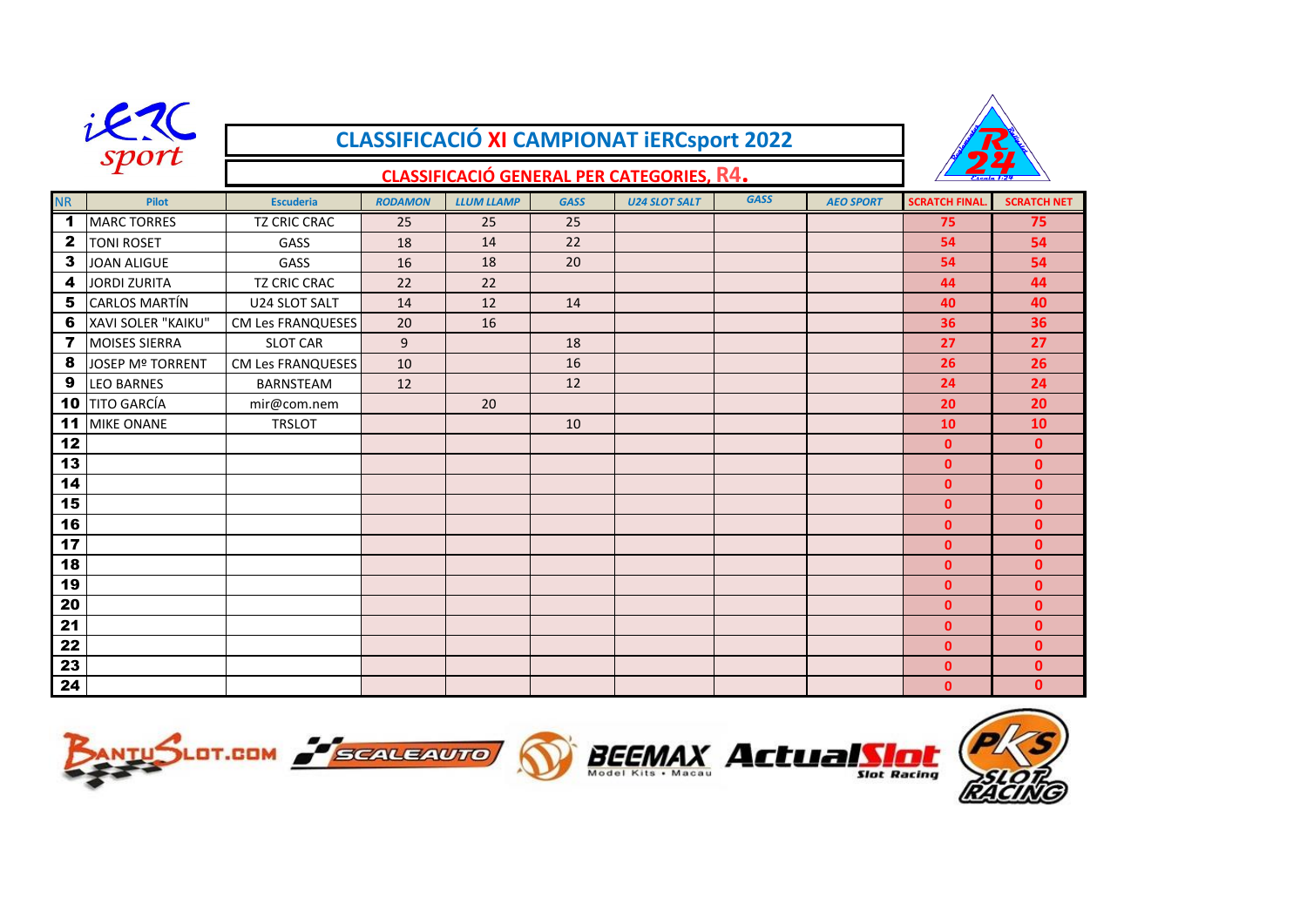# CLASSIFICACIÓ XI CAMPIONAT iERCsport 2022

## CLASSIFICACIÓ GENERAL PER CATEGORIES, R4.

| NR | Pilot | Escuderia | RODAMON | LLUM LLAMP | GASS | U24 SLOT SALT | GASS | AEO SPORT | SCRATCH FINAL. | SCRATCH NET |
|---|---|---|---|---|---|---|---|---|---|---|
| 1 | MARC TORRES | TZ CRIC CRAC | 25 | 25 | 25 | | | | 75 | 75 |
| 2 | TONI ROSET | GASS | 18 | 14 | 22 | | | | 54 | 54 |
| 3 | JOAN ALIGUE | GASS | 16 | 18 | 20 | | | | 54 | 54 |
| 4 | JORDI ZURITA | TZ CRIC CRAC | 22 | 22 | | | | | 44 | 44 |
| 5 | CARLOS MARTÍN | U24 SLOT SALT | 14 | 12 | 14 | | | | 40 | 40 |
| 6 | XAVI SOLER "KAIKU" | CM Les FRANQUESES | 20 | 16 | | | | | 36 | 36 |
| 7 | MOISES SIERRA | SLOT CAR | 9 | | 18 | | | | 27 | 27 |
| 8 | JOSEP Mª TORRENT | CM Les FRANQUESES | 10 | | 16 | | | | 26 | 26 |
| 9 | LEO BARNES | BARNSTEAM | 12 | | 12 | | | | 24 | 24 |
| 10 | TITO GARCÍA | mir@com.nem | | 20 | | | | | 20 | 20 |
| 11 | MIKE ONANE | TRSLOT | | | 10 | | | | 10 | 10 |
| 12 | | | | | | | | | 0 | 0 |
| 13 | | | | | | | | | 0 | 0 |
| 14 | | | | | | | | | 0 | 0 |
| 15 | | | | | | | | | 0 | 0 |
| 16 | | | | | | | | | 0 | 0 |
| 17 | | | | | | | | | 0 | 0 |
| 18 | | | | | | | | | 0 | 0 |
| 19 | | | | | | | | | 0 | 0 |
| 20 | | | | | | | | | 0 | 0 |
| 21 | | | | | | | | | 0 | 0 |
| 22 | | | | | | | | | 0 | 0 |
| 23 | | | | | | | | | 0 | 0 |
| 24 | | | | | | | | | 0 | 0 |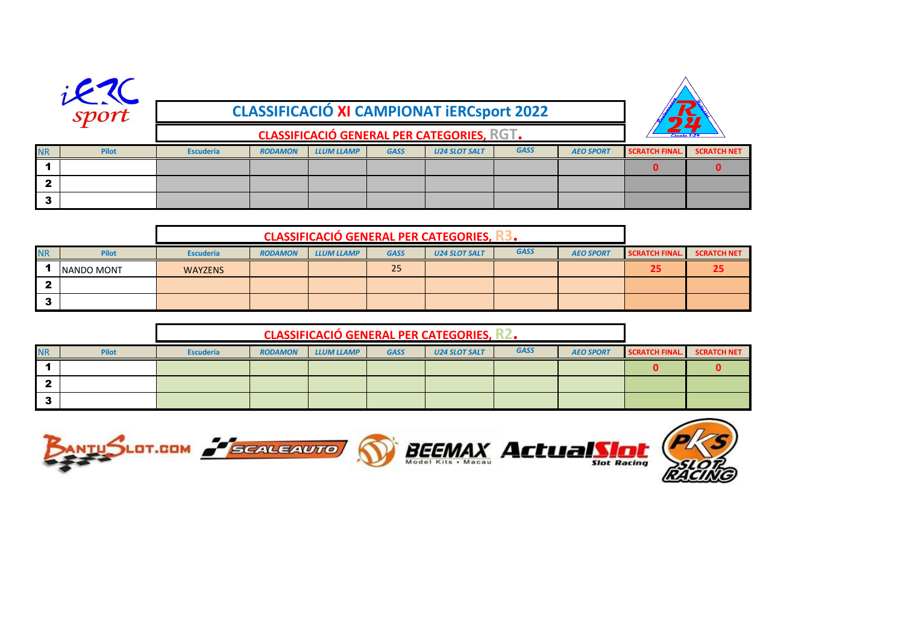# CLASSIFICACIÓ XI CAMPIONAT iERCsport 2022

## CLASSIFICACIÓ GENERAL PER CATEGORIES, RGT.

| NR | Pilot | Escuderia | RODAMON | LLUM LLAMP | GASS | U24 SLOT SALT | GASS | AEO SPORT | SCRATCH FINAL. | SCRATCH NET |
|---|---|---|---|---|---|---|---|---|---|---|
| 1 | | | | | | | | | 0 | 0 |
| 2 | | | | | | | | | | |
| 3 | | | | | | | | | | |

## CLASSIFICACIÓ GENERAL PER CATEGORIES, R3.

| NR | Pilot | Escuderia | RODAMON | LLUM LLAMP | GASS | U24 SLOT SALT | GASS | AEO SPORT | SCRATCH FINAL. | SCRATCH NET |
|---|---|---|---|---|---|---|---|---|---|---|
| 1 | NANDO MONT | WAYZENS | | | 25 | | | | 25 | 25 |
| 2 | | | | | | | | | | |
| 3 | | | | | | | | | | |

## CLASSIFICACIÓ GENERAL PER CATEGORIES, R2.

| NR | Pilot | Escuderia | RODAMON | LLUM LLAMP | GASS | U24 SLOT SALT | GASS | AEO SPORT | SCRATCH FINAL. | SCRATCH NET |
|---|---|---|---|---|---|---|---|---|---|---|
| 1 | | | | | | | | | 0 | 0 |
| 2 | | | | | | | | | | |
| 3 | | | | | | | | | | |